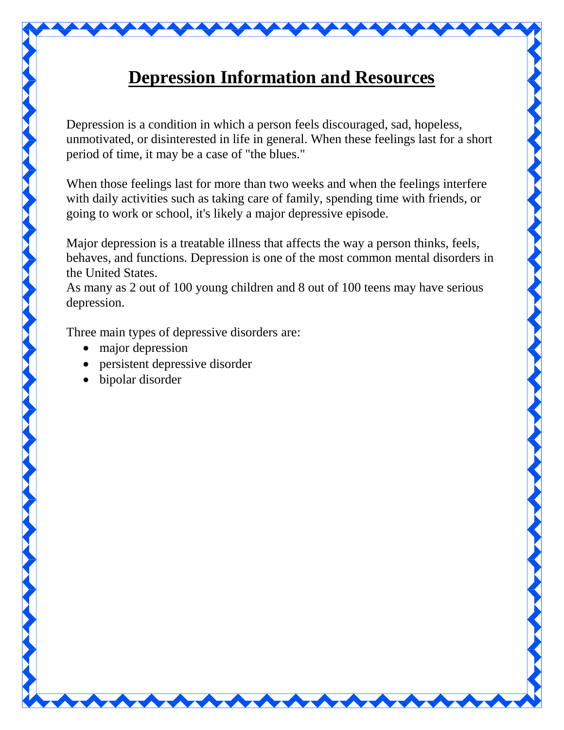# Depression Information and Resources

Depression is a condition in which a person feels discouraged, sad, hopeless, unmotivated, or disinterested in life in general. When these feelings last for a short period of time, it may be a case of "the blues."

When those feelings last for more than two weeks and when the feelings interfere with daily activities such as taking care of family, spending time with friends, or going to work or school, it's likely a major depressive episode.

Major depression is a treatable illness that affects the way a person thinks, feels, behaves, and functions. Depression is one of the most common mental disorders in the United States.
As many as 2 out of 100 young children and 8 out of 100 teens may have serious depression.

Three main types of depressive disorders are:

- major depression
- persistent depressive disorder
- bipolar disorder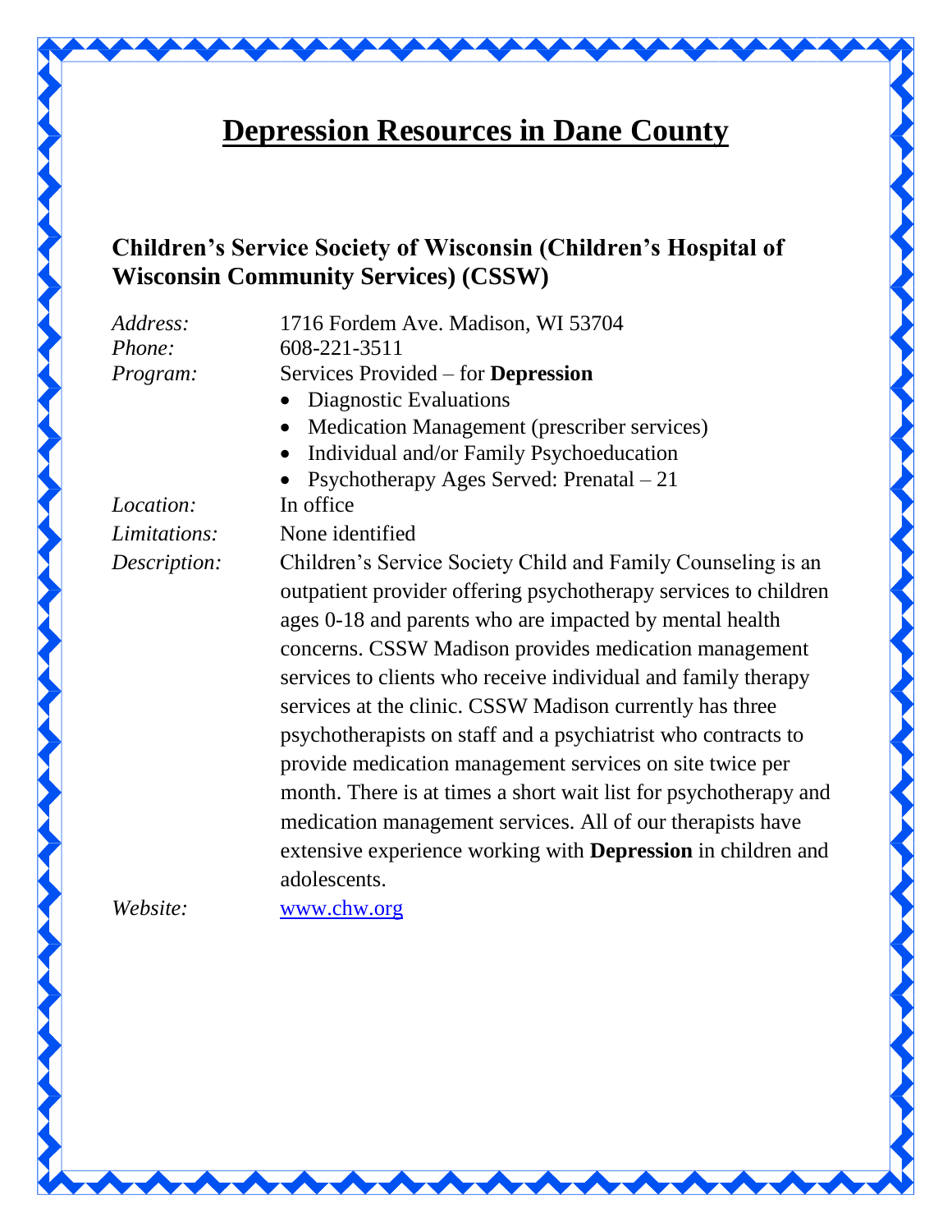# Depression Resources in Dane County

## Children's Service Society of Wisconsin (Children's Hospital of Wisconsin Community Services) (CSSW)

*Address:* 1716 Fordem Ave. Madison, WI 53704

*Phone:* 608-221-3511

*Program:* Services Provided – for **Depression**

- Diagnostic Evaluations
- Medication Management (prescriber services)
- Individual and/or Family Psychoeducation
- Psychotherapy Ages Served: Prenatal – 21

*Location:* In office

*Limitations:* None identified

*Description:* Children's Service Society Child and Family Counseling is an outpatient provider offering psychotherapy services to children ages 0-18 and parents who are impacted by mental health concerns. CSSW Madison provides medication management services to clients who receive individual and family therapy services at the clinic. CSSW Madison currently has three psychotherapists on staff and a psychiatrist who contracts to provide medication management services on site twice per month. There is at times a short wait list for psychotherapy and medication management services. All of our therapists have extensive experience working with **Depression** in children and adolescents.

*Website:* www.chw.org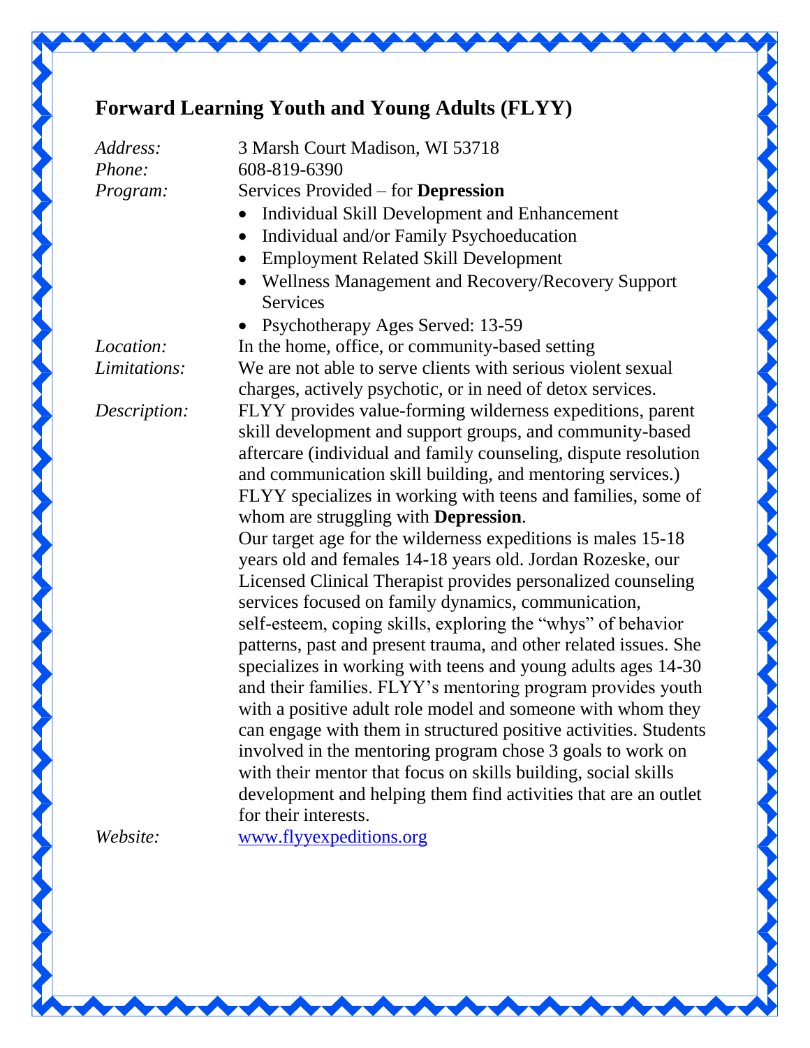## Forward Learning Youth and Young Adults (FLYY)

*Address:* 3 Marsh Court Madison, WI 53718

*Phone:* 608-819-6390

*Program:* Services Provided – for **Depression**

- Individual Skill Development and Enhancement
- Individual and/or Family Psychoeducation
- Employment Related Skill Development
- Wellness Management and Recovery/Recovery Support Services
- Psychotherapy Ages Served: 13-59

*Location:* In the home, office, or community-based setting

*Limitations:* We are not able to serve clients with serious violent sexual charges, actively psychotic, or in need of detox services.

*Description:* FLYY provides value-forming wilderness expeditions, parent skill development and support groups, and community-based aftercare (individual and family counseling, dispute resolution and communication skill building, and mentoring services.) FLYY specializes in working with teens and families, some of whom are struggling with **Depression**.

Our target age for the wilderness expeditions is males 15-18 years old and females 14-18 years old. Jordan Rozeske, our Licensed Clinical Therapist provides personalized counseling services focused on family dynamics, communication, self-esteem, coping skills, exploring the "whys" of behavior patterns, past and present trauma, and other related issues. She specializes in working with teens and young adults ages 14-30 and their families. FLYY's mentoring program provides youth with a positive adult role model and someone with whom they can engage with them in structured positive activities. Students involved in the mentoring program chose 3 goals to work on with their mentor that focus on skills building, social skills development and helping them find activities that are an outlet for their interests.

*Website:* [www.flyyexpeditions.org](www.flyyexpeditions.org)